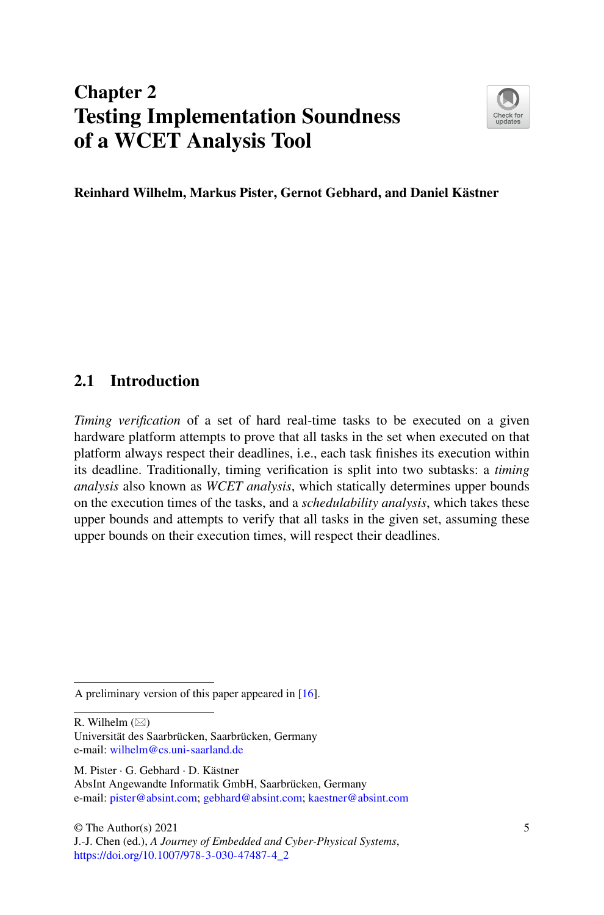# Chapter 2
# Testing Implementation Soundness of a WCET Analysis Tool

**Reinhard Wilhelm, Markus Pister, Gernot Gebhard, and Daniel Kästner**

## 2.1 Introduction

*Timing verification* of a set of hard real-time tasks to be executed on a given hardware platform attempts to prove that all tasks in the set when executed on that platform always respect their deadlines, i.e., each task finishes its execution within its deadline. Traditionally, timing verification is split into two subtasks: a *timing analysis* also known as *WCET analysis*, which statically determines upper bounds on the execution times of the tasks, and a *schedulability analysis*, which takes these upper bounds and attempts to verify that all tasks in the given set, assuming these upper bounds on their execution times, will respect their deadlines.

---

A preliminary version of this paper appeared in [16].

---

R. Wilhelm (✉)
Universität des Saarbrücken, Saarbrücken, Germany
e-mail: wilhelm@cs.uni-saarland.de

M. Pister · G. Gebhard · D. Kästner
AbsInt Angewandte Informatik GmbH, Saarbrücken, Germany
e-mail: pister@absint.com; gebhard@absint.com; kaestner@absint.com

© The Author(s) 2021
J.-J. Chen (ed.), *A Journey of Embedded and Cyber-Physical Systems*,
https://doi.org/10.1007/978-3-030-47487-4_2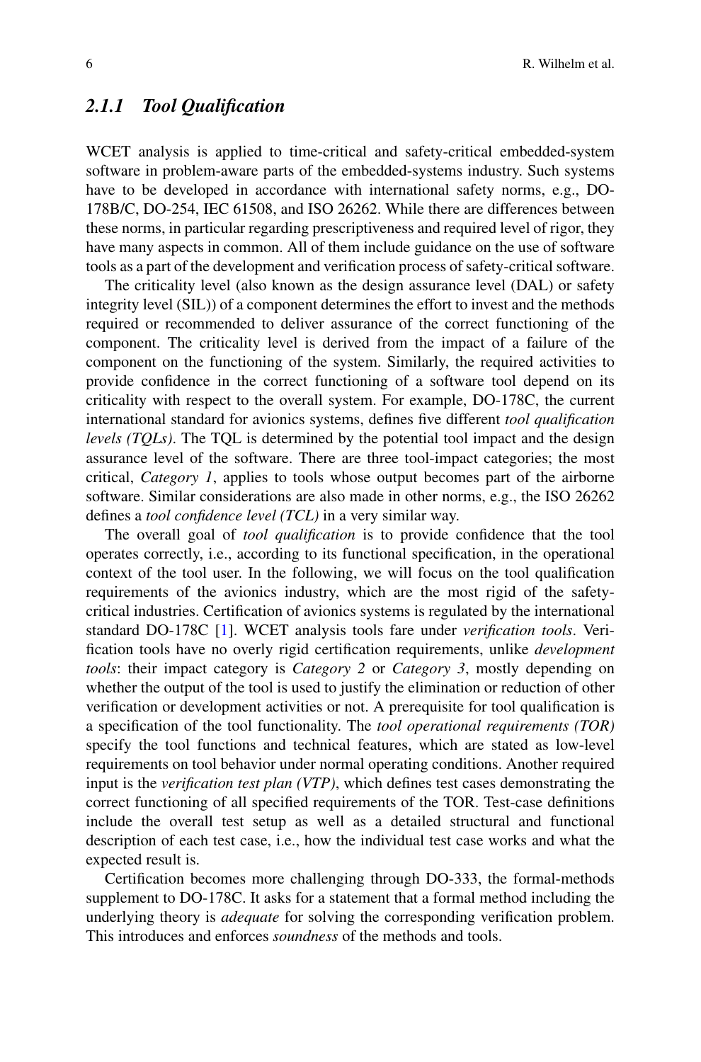### *2.1.1 Tool Qualification*

WCET analysis is applied to time-critical and safety-critical embedded-system software in problem-aware parts of the embedded-systems industry. Such systems have to be developed in accordance with international safety norms, e.g., DO-178B/C, DO-254, IEC 61508, and ISO 26262. While there are differences between these norms, in particular regarding prescriptiveness and required level of rigor, they have many aspects in common. All of them include guidance on the use of software tools as a part of the development and verification process of safety-critical software.

The criticality level (also known as the design assurance level (DAL) or safety integrity level (SIL)) of a component determines the effort to invest and the methods required or recommended to deliver assurance of the correct functioning of the component. The criticality level is derived from the impact of a failure of the component on the functioning of the system. Similarly, the required activities to provide confidence in the correct functioning of a software tool depend on its criticality with respect to the overall system. For example, DO-178C, the current international standard for avionics systems, defines five different *tool qualification levels (TQLs)*. The TQL is determined by the potential tool impact and the design assurance level of the software. There are three tool-impact categories; the most critical, *Category 1*, applies to tools whose output becomes part of the airborne software. Similar considerations are also made in other norms, e.g., the ISO 26262 defines a *tool confidence level (TCL)* in a very similar way.

The overall goal of *tool qualification* is to provide confidence that the tool operates correctly, i.e., according to its functional specification, in the operational context of the tool user. In the following, we will focus on the tool qualification requirements of the avionics industry, which are the most rigid of the safety-critical industries. Certification of avionics systems is regulated by the international standard DO-178C [1]. WCET analysis tools fare under *verification tools*. Verification tools have no overly rigid certification requirements, unlike *development tools*: their impact category is *Category 2* or *Category 3*, mostly depending on whether the output of the tool is used to justify the elimination or reduction of other verification or development activities or not. A prerequisite for tool qualification is a specification of the tool functionality. The *tool operational requirements (TOR)* specify the tool functions and technical features, which are stated as low-level requirements on tool behavior under normal operating conditions. Another required input is the *verification test plan (VTP)*, which defines test cases demonstrating the correct functioning of all specified requirements of the TOR. Test-case definitions include the overall test setup as well as a detailed structural and functional description of each test case, i.e., how the individual test case works and what the expected result is.

Certification becomes more challenging through DO-333, the formal-methods supplement to DO-178C. It asks for a statement that a formal method including the underlying theory is *adequate* for solving the corresponding verification problem. This introduces and enforces *soundness* of the methods and tools.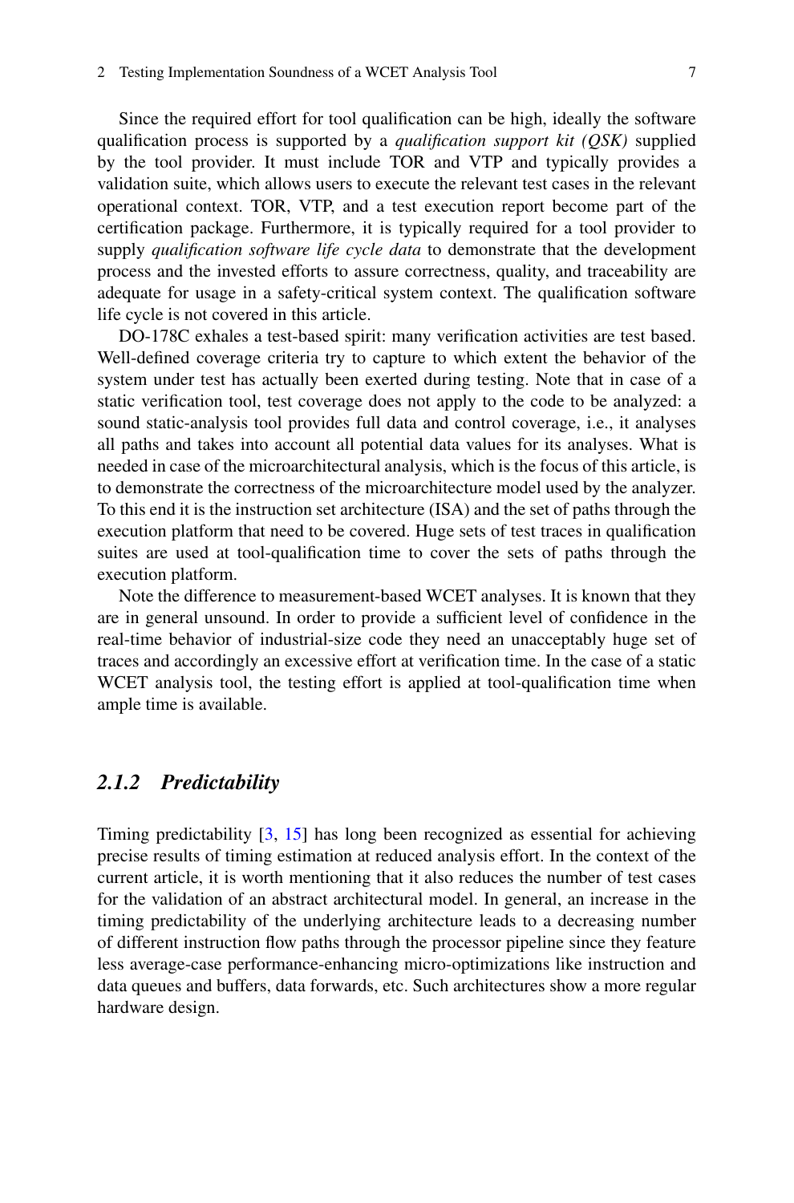Since the required effort for tool qualification can be high, ideally the software qualification process is supported by a *qualification support kit (QSK)* supplied by the tool provider. It must include TOR and VTP and typically provides a validation suite, which allows users to execute the relevant test cases in the relevant operational context. TOR, VTP, and a test execution report become part of the certification package. Furthermore, it is typically required for a tool provider to supply *qualification software life cycle data* to demonstrate that the development process and the invested efforts to assure correctness, quality, and traceability are adequate for usage in a safety-critical system context. The qualification software life cycle is not covered in this article.

DO-178C exhales a test-based spirit: many verification activities are test based. Well-defined coverage criteria try to capture to which extent the behavior of the system under test has actually been exerted during testing. Note that in case of a static verification tool, test coverage does not apply to the code to be analyzed: a sound static-analysis tool provides full data and control coverage, i.e., it analyses all paths and takes into account all potential data values for its analyses. What is needed in case of the microarchitectural analysis, which is the focus of this article, is to demonstrate the correctness of the microarchitecture model used by the analyzer. To this end it is the instruction set architecture (ISA) and the set of paths through the execution platform that need to be covered. Huge sets of test traces in qualification suites are used at tool-qualification time to cover the sets of paths through the execution platform.

Note the difference to measurement-based WCET analyses. It is known that they are in general unsound. In order to provide a sufficient level of confidence in the real-time behavior of industrial-size code they need an unacceptably huge set of traces and accordingly an excessive effort at verification time. In the case of a static WCET analysis tool, the testing effort is applied at tool-qualification time when ample time is available.

### *2.1.2 Predictability*

Timing predictability [3, 15] has long been recognized as essential for achieving precise results of timing estimation at reduced analysis effort. In the context of the current article, it is worth mentioning that it also reduces the number of test cases for the validation of an abstract architectural model. In general, an increase in the timing predictability of the underlying architecture leads to a decreasing number of different instruction flow paths through the processor pipeline since they feature less average-case performance-enhancing micro-optimizations like instruction and data queues and buffers, data forwards, etc. Such architectures show a more regular hardware design.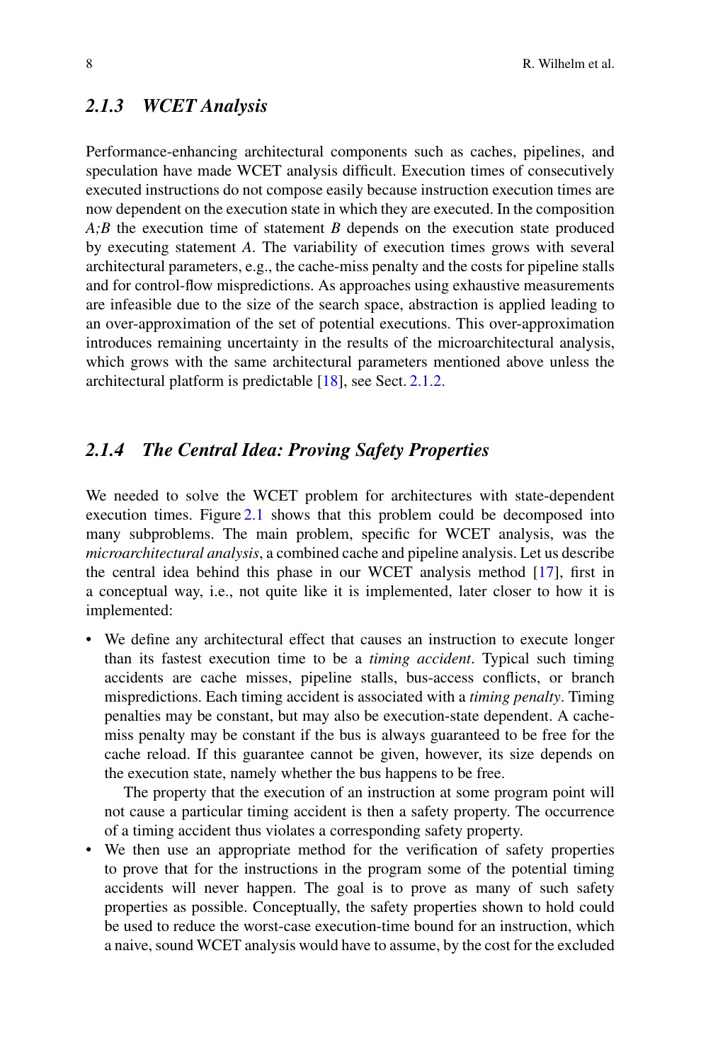### 2.1.3 WCET Analysis

Performance-enhancing architectural components such as caches, pipelines, and speculation have made WCET analysis difficult. Execution times of consecutively executed instructions do not compose easily because instruction execution times are now dependent on the execution state in which they are executed. In the composition *A;B* the execution time of statement *B* depends on the execution state produced by executing statement *A*. The variability of execution times grows with several architectural parameters, e.g., the cache-miss penalty and the costs for pipeline stalls and for control-flow mispredictions. As approaches using exhaustive measurements are infeasible due to the size of the search space, abstraction is applied leading to an over-approximation of the set of potential executions. This over-approximation introduces remaining uncertainty in the results of the microarchitectural analysis, which grows with the same architectural parameters mentioned above unless the architectural platform is predictable [18], see Sect. 2.1.2.

### 2.1.4 The Central Idea: Proving Safety Properties

We needed to solve the WCET problem for architectures with state-dependent execution times. Figure 2.1 shows that this problem could be decomposed into many subproblems. The main problem, specific for WCET analysis, was the *microarchitectural analysis*, a combined cache and pipeline analysis. Let us describe the central idea behind this phase in our WCET analysis method [17], first in a conceptual way, i.e., not quite like it is implemented, later closer to how it is implemented:

- We define any architectural effect that causes an instruction to execute longer than its fastest execution time to be a *timing accident*. Typical such timing accidents are cache misses, pipeline stalls, bus-access conflicts, or branch mispredictions. Each timing accident is associated with a *timing penalty*. Timing penalties may be constant, but may also be execution-state dependent. A cache-miss penalty may be constant if the bus is always guaranteed to be free for the cache reload. If this guarantee cannot be given, however, its size depends on the execution state, namely whether the bus happens to be free.

  The property that the execution of an instruction at some program point will not cause a particular timing accident is then a safety property. The occurrence of a timing accident thus violates a corresponding safety property.
- We then use an appropriate method for the verification of safety properties to prove that for the instructions in the program some of the potential timing accidents will never happen. The goal is to prove as many of such safety properties as possible. Conceptually, the safety properties shown to hold could be used to reduce the worst-case execution-time bound for an instruction, which a naive, sound WCET analysis would have to assume, by the cost for the excluded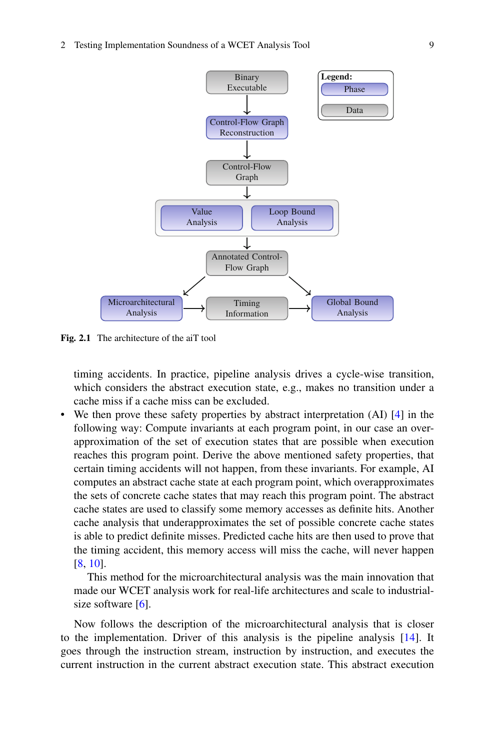Fig. 2.1 The architecture of the aiT tool

timing accidents. In practice, pipeline analysis drives a cycle-wise transition, which considers the abstract execution state, e.g., makes no transition under a cache miss if a cache miss can be excluded.

- We then prove these safety properties by abstract interpretation (AI) [4] in the following way: Compute invariants at each program point, in our case an over-approximation of the set of execution states that are possible when execution reaches this program point. Derive the above mentioned safety properties, that certain timing accidents will not happen, from these invariants. For example, AI computes an abstract cache state at each program point, which overapproximates the sets of concrete cache states that may reach this program point. The abstract cache states are used to classify some memory accesses as definite hits. Another cache analysis that underapproximates the set of possible concrete cache states is able to predict definite misses. Predicted cache hits are then used to prove that the timing accident, this memory access will miss the cache, will never happen [8, 10].

  This method for the microarchitectural analysis was the main innovation that made our WCET analysis work for real-life architectures and scale to industrial-size software [6].

Now follows the description of the microarchitectural analysis that is closer to the implementation. Driver of this analysis is the pipeline analysis [14]. It goes through the instruction stream, instruction by instruction, and executes the current instruction in the current abstract execution state. This abstract execution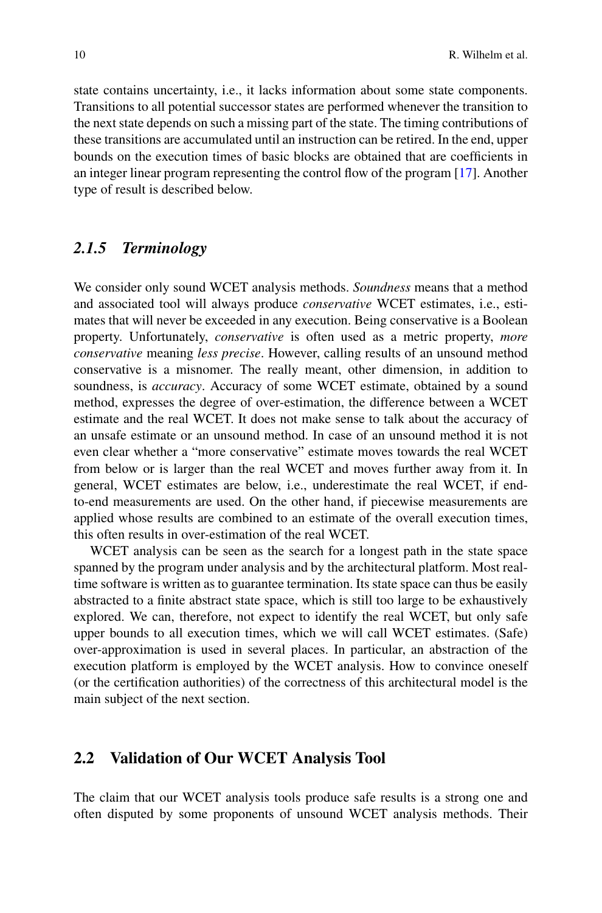state contains uncertainty, i.e., it lacks information about some state components. Transitions to all potential successor states are performed whenever the transition to the next state depends on such a missing part of the state. The timing contributions of these transitions are accumulated until an instruction can be retired. In the end, upper bounds on the execution times of basic blocks are obtained that are coefficients in an integer linear program representing the control flow of the program [17]. Another type of result is described below.

### *2.1.5 Terminology*

We consider only sound WCET analysis methods. *Soundness* means that a method and associated tool will always produce *conservative* WCET estimates, i.e., estimates that will never be exceeded in any execution. Being conservative is a Boolean property. Unfortunately, *conservative* is often used as a metric property, *more conservative* meaning *less precise*. However, calling results of an unsound method conservative is a misnomer. The really meant, other dimension, in addition to soundness, is *accuracy*. Accuracy of some WCET estimate, obtained by a sound method, expresses the degree of over-estimation, the difference between a WCET estimate and the real WCET. It does not make sense to talk about the accuracy of an unsafe estimate or an unsound method. In case of an unsound method it is not even clear whether a "more conservative" estimate moves towards the real WCET from below or is larger than the real WCET and moves further away from it. In general, WCET estimates are below, i.e., underestimate the real WCET, if end-to-end measurements are used. On the other hand, if piecewise measurements are applied whose results are combined to an estimate of the overall execution times, this often results in over-estimation of the real WCET.

WCET analysis can be seen as the search for a longest path in the state space spanned by the program under analysis and by the architectural platform. Most real-time software is written as to guarantee termination. Its state space can thus be easily abstracted to a finite abstract state space, which is still too large to be exhaustively explored. We can, therefore, not expect to identify the real WCET, but only safe upper bounds to all execution times, which we will call WCET estimates. (Safe) over-approximation is used in several places. In particular, an abstraction of the execution platform is employed by the WCET analysis. How to convince oneself (or the certification authorities) of the correctness of this architectural model is the main subject of the next section.

## 2.2 Validation of Our WCET Analysis Tool

The claim that our WCET analysis tools produce safe results is a strong one and often disputed by some proponents of unsound WCET analysis methods. Their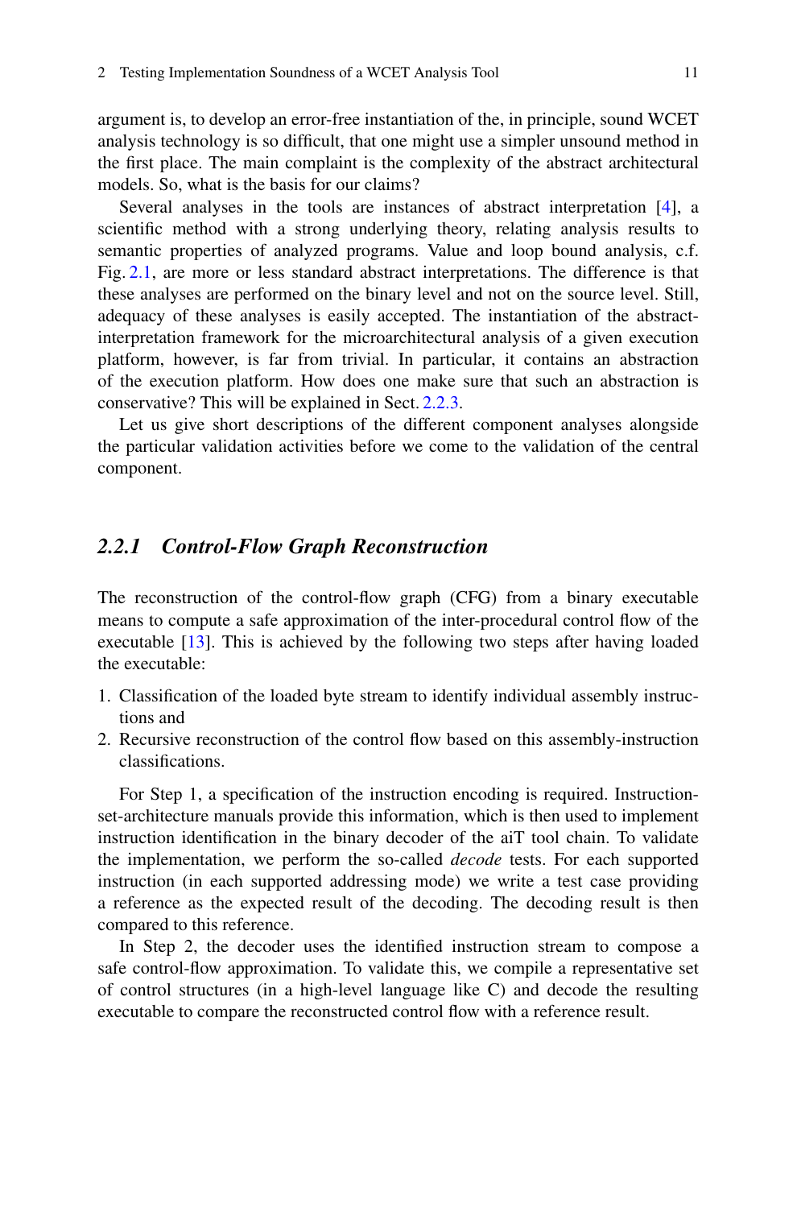argument is, to develop an error-free instantiation of the, in principle, sound WCET analysis technology is so difficult, that one might use a simpler unsound method in the first place. The main complaint is the complexity of the abstract architectural models. So, what is the basis for our claims?

Several analyses in the tools are instances of abstract interpretation [4], a scientific method with a strong underlying theory, relating analysis results to semantic properties of analyzed programs. Value and loop bound analysis, c.f. Fig. 2.1, are more or less standard abstract interpretations. The difference is that these analyses are performed on the binary level and not on the source level. Still, adequacy of these analyses is easily accepted. The instantiation of the abstract-interpretation framework for the microarchitectural analysis of a given execution platform, however, is far from trivial. In particular, it contains an abstraction of the execution platform. How does one make sure that such an abstraction is conservative? This will be explained in Sect. 2.2.3.

Let us give short descriptions of the different component analyses alongside the particular validation activities before we come to the validation of the central component.

### *2.2.1 Control-Flow Graph Reconstruction*

The reconstruction of the control-flow graph (CFG) from a binary executable means to compute a safe approximation of the inter-procedural control flow of the executable [13]. This is achieved by the following two steps after having loaded the executable:

1. Classification of the loaded byte stream to identify individual assembly instructions and
2. Recursive reconstruction of the control flow based on this assembly-instruction classifications.

For Step 1, a specification of the instruction encoding is required. Instruction-set-architecture manuals provide this information, which is then used to implement instruction identification in the binary decoder of the aiT tool chain. To validate the implementation, we perform the so-called *decode* tests. For each supported instruction (in each supported addressing mode) we write a test case providing a reference as the expected result of the decoding. The decoding result is then compared to this reference.

In Step 2, the decoder uses the identified instruction stream to compose a safe control-flow approximation. To validate this, we compile a representative set of control structures (in a high-level language like C) and decode the resulting executable to compare the reconstructed control flow with a reference result.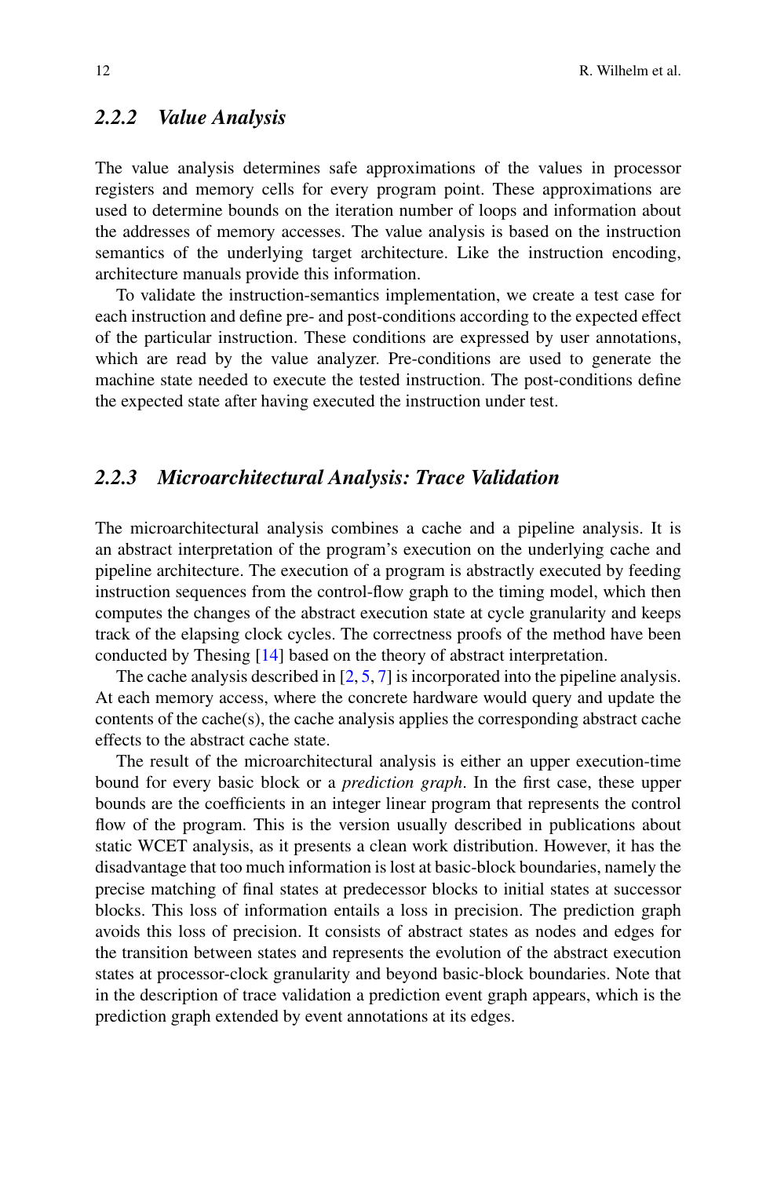### *2.2.2 Value Analysis*

The value analysis determines safe approximations of the values in processor registers and memory cells for every program point. These approximations are used to determine bounds on the iteration number of loops and information about the addresses of memory accesses. The value analysis is based on the instruction semantics of the underlying target architecture. Like the instruction encoding, architecture manuals provide this information.

To validate the instruction-semantics implementation, we create a test case for each instruction and define pre- and post-conditions according to the expected effect of the particular instruction. These conditions are expressed by user annotations, which are read by the value analyzer. Pre-conditions are used to generate the machine state needed to execute the tested instruction. The post-conditions define the expected state after having executed the instruction under test.

### *2.2.3 Microarchitectural Analysis: Trace Validation*

The microarchitectural analysis combines a cache and a pipeline analysis. It is an abstract interpretation of the program's execution on the underlying cache and pipeline architecture. The execution of a program is abstractly executed by feeding instruction sequences from the control-flow graph to the timing model, which then computes the changes of the abstract execution state at cycle granularity and keeps track of the elapsing clock cycles. The correctness proofs of the method have been conducted by Thesing [14] based on the theory of abstract interpretation.

The cache analysis described in [2, 5, 7] is incorporated into the pipeline analysis. At each memory access, where the concrete hardware would query and update the contents of the cache(s), the cache analysis applies the corresponding abstract cache effects to the abstract cache state.

The result of the microarchitectural analysis is either an upper execution-time bound for every basic block or a *prediction graph*. In the first case, these upper bounds are the coefficients in an integer linear program that represents the control flow of the program. This is the version usually described in publications about static WCET analysis, as it presents a clean work distribution. However, it has the disadvantage that too much information is lost at basic-block boundaries, namely the precise matching of final states at predecessor blocks to initial states at successor blocks. This loss of information entails a loss in precision. The prediction graph avoids this loss of precision. It consists of abstract states as nodes and edges for the transition between states and represents the evolution of the abstract execution states at processor-clock granularity and beyond basic-block boundaries. Note that in the description of trace validation a prediction event graph appears, which is the prediction graph extended by event annotations at its edges.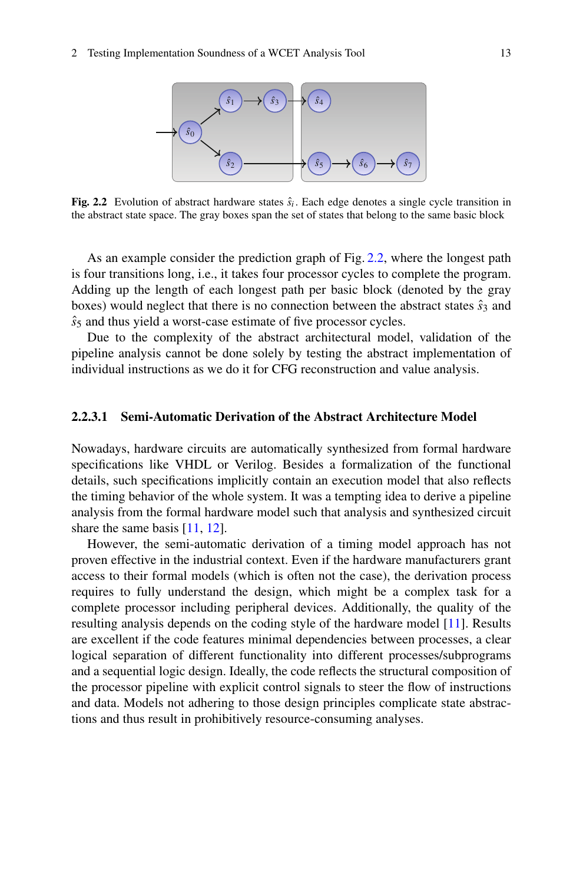**Fig. 2.2** Evolution of abstract hardware states $\hat{s}_i$. Each edge denotes a single cycle transition in the abstract state space. The gray boxes span the set of states that belong to the same basic block

As an example consider the prediction graph of Fig. 2.2, where the longest path is four transitions long, i.e., it takes four processor cycles to complete the program. Adding up the length of each longest path per basic block (denoted by the gray boxes) would neglect that there is no connection between the abstract states $\hat{s}_3$ and $\hat{s}_5$ and thus yield a worst-case estimate of five processor cycles.

Due to the complexity of the abstract architectural model, validation of the pipeline analysis cannot be done solely by testing the abstract implementation of individual instructions as we do it for CFG reconstruction and value analysis.

#### 2.2.3.1 Semi-Automatic Derivation of the Abstract Architecture Model

Nowadays, hardware circuits are automatically synthesized from formal hardware specifications like VHDL or Verilog. Besides a formalization of the functional details, such specifications implicitly contain an execution model that also reflects the timing behavior of the whole system. It was a tempting idea to derive a pipeline analysis from the formal hardware model such that analysis and synthesized circuit share the same basis [11, 12].

However, the semi-automatic derivation of a timing model approach has not proven effective in the industrial context. Even if the hardware manufacturers grant access to their formal models (which is often not the case), the derivation process requires to fully understand the design, which might be a complex task for a complete processor including peripheral devices. Additionally, the quality of the resulting analysis depends on the coding style of the hardware model [11]. Results are excellent if the code features minimal dependencies between processes, a clear logical separation of different functionality into different processes/subprograms and a sequential logic design. Ideally, the code reflects the structural composition of the processor pipeline with explicit control signals to steer the flow of instructions and data. Models not adhering to those design principles complicate state abstractions and thus result in prohibitively resource-consuming analyses.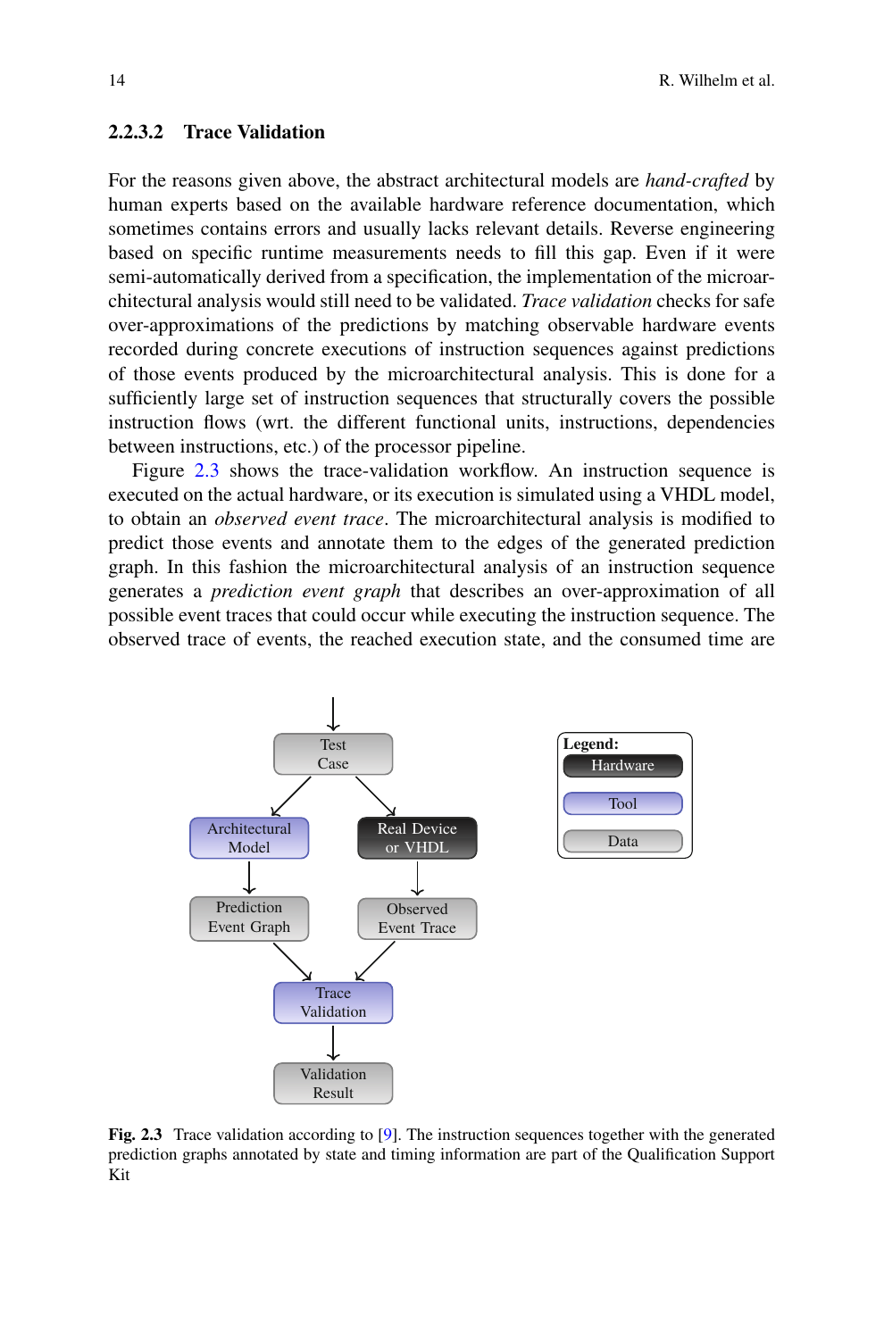#### 2.2.3.2 Trace Validation

For the reasons given above, the abstract architectural models are *hand-crafted* by human experts based on the available hardware reference documentation, which sometimes contains errors and usually lacks relevant details. Reverse engineering based on specific runtime measurements needs to fill this gap. Even if it were semi-automatically derived from a specification, the implementation of the microarchitectural analysis would still need to be validated. *Trace validation* checks for safe over-approximations of the predictions by matching observable hardware events recorded during concrete executions of instruction sequences against predictions of those events produced by the microarchitectural analysis. This is done for a sufficiently large set of instruction sequences that structurally covers the possible instruction flows (wrt. the different functional units, instructions, dependencies between instructions, etc.) of the processor pipeline.

Figure 2.3 shows the trace-validation workflow. An instruction sequence is executed on the actual hardware, or its execution is simulated using a VHDL model, to obtain an *observed event trace*. The microarchitectural analysis is modified to predict those events and annotate them to the edges of the generated prediction graph. In this fashion the microarchitectural analysis of an instruction sequence generates a *prediction event graph* that describes an over-approximation of all possible event traces that could occur while executing the instruction sequence. The observed trace of events, the reached execution state, and the consumed time are

**Fig. 2.3** Trace validation according to [9]. The instruction sequences together with the generated prediction graphs annotated by state and timing information are part of the Qualification Support Kit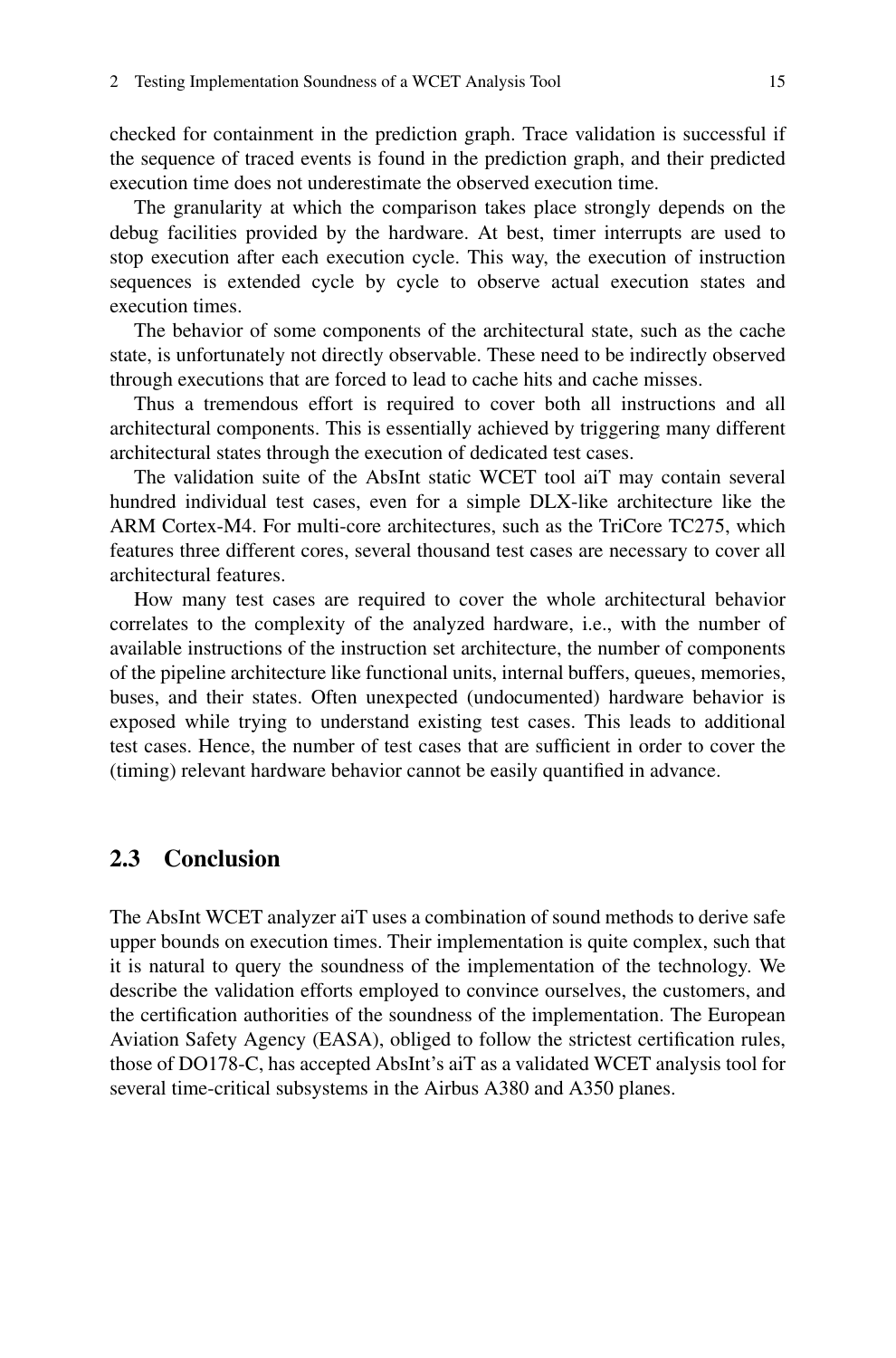checked for containment in the prediction graph. Trace validation is successful if the sequence of traced events is found in the prediction graph, and their predicted execution time does not underestimate the observed execution time.

The granularity at which the comparison takes place strongly depends on the debug facilities provided by the hardware. At best, timer interrupts are used to stop execution after each execution cycle. This way, the execution of instruction sequences is extended cycle by cycle to observe actual execution states and execution times.

The behavior of some components of the architectural state, such as the cache state, is unfortunately not directly observable. These need to be indirectly observed through executions that are forced to lead to cache hits and cache misses.

Thus a tremendous effort is required to cover both all instructions and all architectural components. This is essentially achieved by triggering many different architectural states through the execution of dedicated test cases.

The validation suite of the AbsInt static WCET tool aiT may contain several hundred individual test cases, even for a simple DLX-like architecture like the ARM Cortex-M4. For multi-core architectures, such as the TriCore TC275, which features three different cores, several thousand test cases are necessary to cover all architectural features.

How many test cases are required to cover the whole architectural behavior correlates to the complexity of the analyzed hardware, i.e., with the number of available instructions of the instruction set architecture, the number of components of the pipeline architecture like functional units, internal buffers, queues, memories, buses, and their states. Often unexpected (undocumented) hardware behavior is exposed while trying to understand existing test cases. This leads to additional test cases. Hence, the number of test cases that are sufficient in order to cover the (timing) relevant hardware behavior cannot be easily quantified in advance.

## 2.3 Conclusion

The AbsInt WCET analyzer aiT uses a combination of sound methods to derive safe upper bounds on execution times. Their implementation is quite complex, such that it is natural to query the soundness of the implementation of the technology. We describe the validation efforts employed to convince ourselves, the customers, and the certification authorities of the soundness of the implementation. The European Aviation Safety Agency (EASA), obliged to follow the strictest certification rules, those of DO178-C, has accepted AbsInt's aiT as a validated WCET analysis tool for several time-critical subsystems in the Airbus A380 and A350 planes.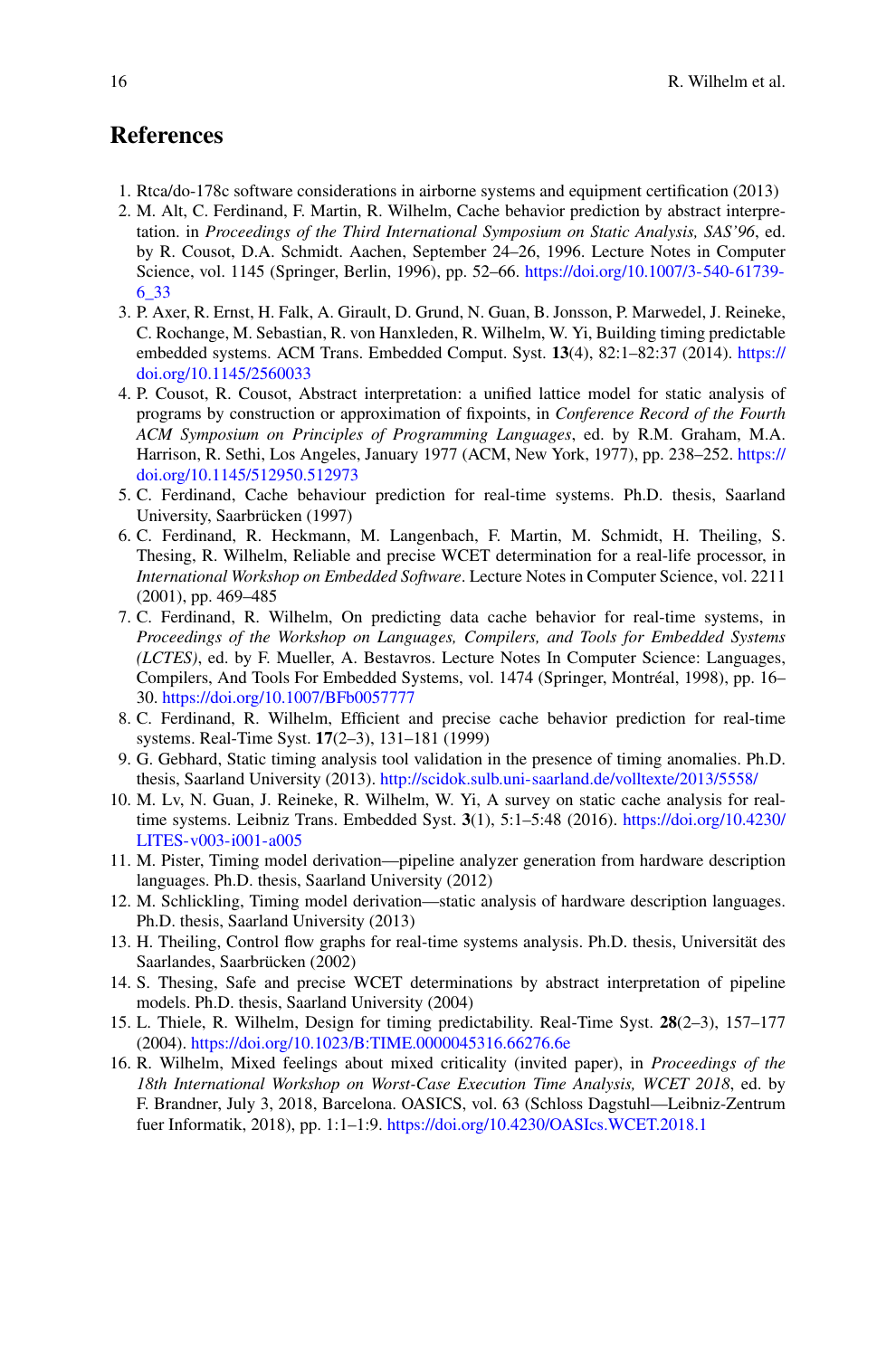## References

1. Rtca/do-178c software considerations in airborne systems and equipment certification (2013)
2. M. Alt, C. Ferdinand, F. Martin, R. Wilhelm, Cache behavior prediction by abstract interpretation. in *Proceedings of the Third International Symposium on Static Analysis, SAS'96*, ed. by R. Cousot, D.A. Schmidt. Aachen, September 24–26, 1996. Lecture Notes in Computer Science, vol. 1145 (Springer, Berlin, 1996), pp. 52–66. https://doi.org/10.1007/3-540-61739-6_33
3. P. Axer, R. Ernst, H. Falk, A. Girault, D. Grund, N. Guan, B. Jonsson, P. Marwedel, J. Reineke, C. Rochange, M. Sebastian, R. von Hanxleden, R. Wilhelm, W. Yi, Building timing predictable embedded systems. ACM Trans. Embedded Comput. Syst. **13**(4), 82:1–82:37 (2014). https://doi.org/10.1145/2560033
4. P. Cousot, R. Cousot, Abstract interpretation: a unified lattice model for static analysis of programs by construction or approximation of fixpoints, in *Conference Record of the Fourth ACM Symposium on Principles of Programming Languages*, ed. by R.M. Graham, M.A. Harrison, R. Sethi, Los Angeles, January 1977 (ACM, New York, 1977), pp. 238–252. https://doi.org/10.1145/512950.512973
5. C. Ferdinand, Cache behaviour prediction for real-time systems. Ph.D. thesis, Saarland University, Saarbrücken (1997)
6. C. Ferdinand, R. Heckmann, M. Langenbach, F. Martin, M. Schmidt, H. Theiling, S. Thesing, R. Wilhelm, Reliable and precise WCET determination for a real-life processor, in *International Workshop on Embedded Software*. Lecture Notes in Computer Science, vol. 2211 (2001), pp. 469–485
7. C. Ferdinand, R. Wilhelm, On predicting data cache behavior for real-time systems, in *Proceedings of the Workshop on Languages, Compilers, and Tools for Embedded Systems (LCTES)*, ed. by F. Mueller, A. Bestavros. Lecture Notes In Computer Science: Languages, Compilers, And Tools For Embedded Systems, vol. 1474 (Springer, Montréal, 1998), pp. 16–30. https://doi.org/10.1007/BFb0057777
8. C. Ferdinand, R. Wilhelm, Efficient and precise cache behavior prediction for real-time systems. Real-Time Syst. **17**(2–3), 131–181 (1999)
9. G. Gebhard, Static timing analysis tool validation in the presence of timing anomalies. Ph.D. thesis, Saarland University (2013). http://scidok.sulb.uni-saarland.de/volltexte/2013/5558/
10. M. Lv, N. Guan, J. Reineke, R. Wilhelm, W. Yi, A survey on static cache analysis for real-time systems. Leibniz Trans. Embedded Syst. **3**(1), 5:1–5:48 (2016). https://doi.org/10.4230/LITES-v003-i001-a005
11. M. Pister, Timing model derivation—pipeline analyzer generation from hardware description languages. Ph.D. thesis, Saarland University (2012)
12. M. Schlickling, Timing model derivation—static analysis of hardware description languages. Ph.D. thesis, Saarland University (2013)
13. H. Theiling, Control flow graphs for real-time systems analysis. Ph.D. thesis, Universität des Saarlandes, Saarbrücken (2002)
14. S. Thesing, Safe and precise WCET determinations by abstract interpretation of pipeline models. Ph.D. thesis, Saarland University (2004)
15. L. Thiele, R. Wilhelm, Design for timing predictability. Real-Time Syst. **28**(2–3), 157–177 (2004). https://doi.org/10.1023/B:TIME.0000045316.66276.6e
16. R. Wilhelm, Mixed feelings about mixed criticality (invited paper), in *Proceedings of the 18th International Workshop on Worst-Case Execution Time Analysis, WCET 2018*, ed. by F. Brandner, July 3, 2018, Barcelona. OASICS, vol. 63 (Schloss Dagstuhl—Leibniz-Zentrum fuer Informatik, 2018), pp. 1:1–1:9. https://doi.org/10.4230/OASIcs.WCET.2018.1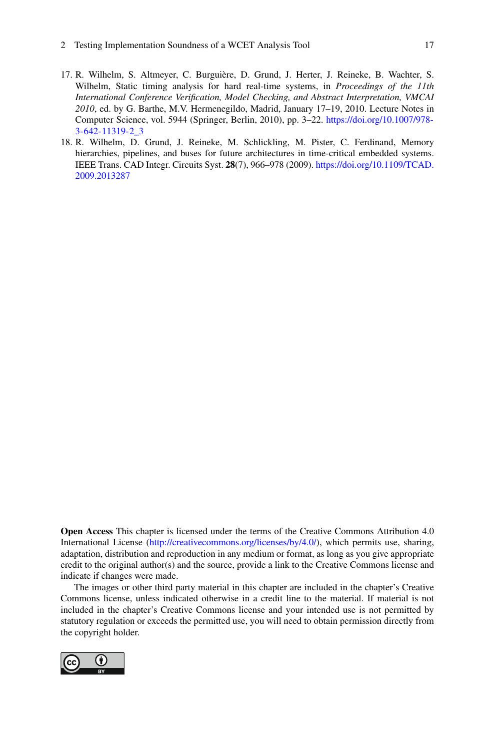17. R. Wilhelm, S. Altmeyer, C. Burguière, D. Grund, J. Herter, J. Reineke, B. Wachter, S. Wilhelm, Static timing analysis for hard real-time systems, in *Proceedings of the 11th International Conference Verification, Model Checking, and Abstract Interpretation, VMCAI 2010*, ed. by G. Barthe, M.V. Hermenegildo, Madrid, January 17–19, 2010. Lecture Notes in Computer Science, vol. 5944 (Springer, Berlin, 2010), pp. 3–22. https://doi.org/10.1007/978-3-642-11319-2_3
18. R. Wilhelm, D. Grund, J. Reineke, M. Schlickling, M. Pister, C. Ferdinand, Memory hierarchies, pipelines, and buses for future architectures in time-critical embedded systems. IEEE Trans. CAD Integr. Circuits Syst. **28**(7), 966–978 (2009). https://doi.org/10.1109/TCAD.2009.2013287

**Open Access** This chapter is licensed under the terms of the Creative Commons Attribution 4.0 International License (http://creativecommons.org/licenses/by/4.0/), which permits use, sharing, adaptation, distribution and reproduction in any medium or format, as long as you give appropriate credit to the original author(s) and the source, provide a link to the Creative Commons license and indicate if changes were made.

The images or other third party material in this chapter are included in the chapter's Creative Commons license, unless indicated otherwise in a credit line to the material. If material is not included in the chapter's Creative Commons license and your intended use is not permitted by statutory regulation or exceeds the permitted use, you will need to obtain permission directly from the copyright holder.